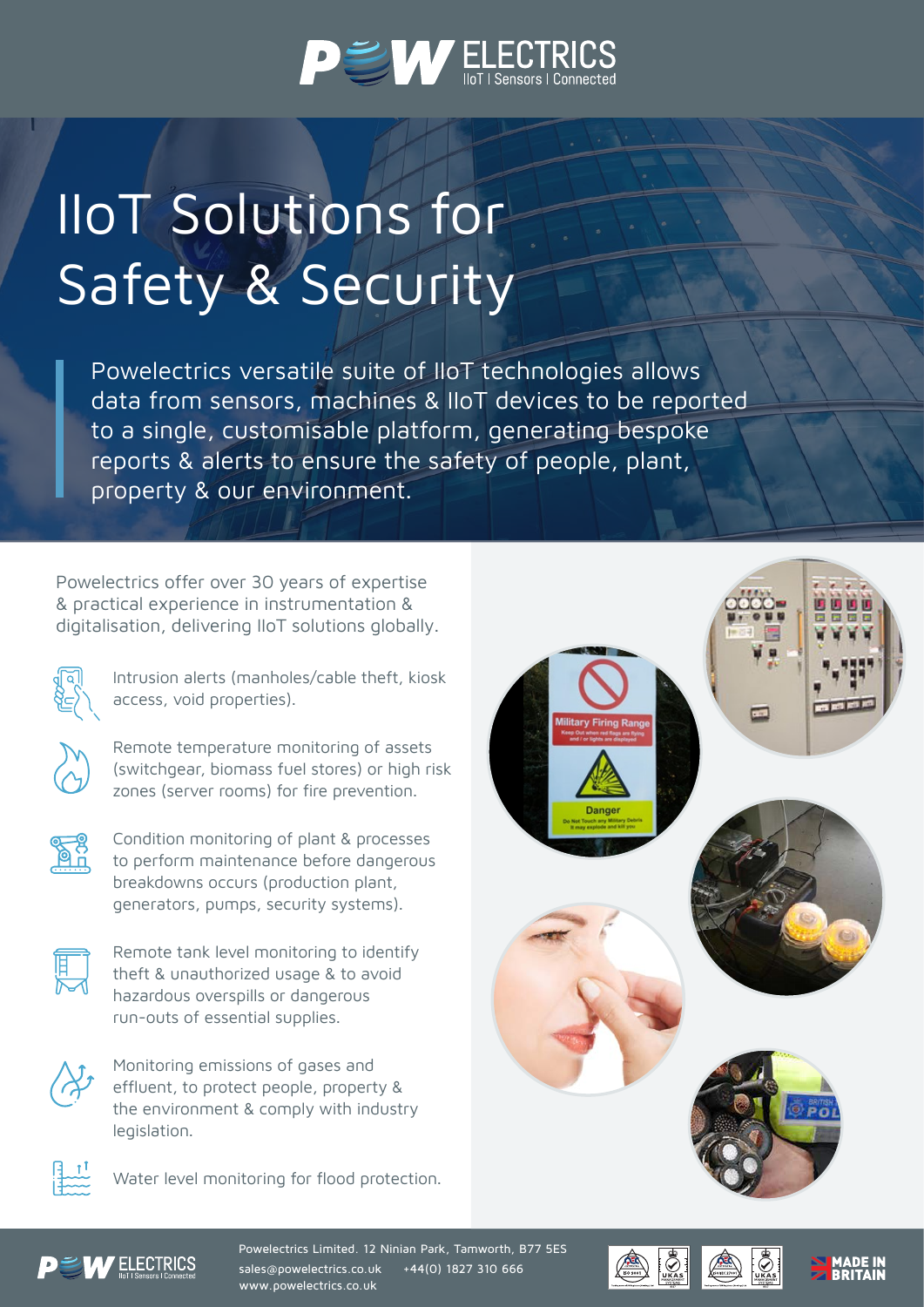# IIoT Solutions for Safety & Security

Powelectrics versatile suite of IIoT technologies allows data from sensors, machines & IIoT devices to be reported to a single, customisable platform, generating bespoke reports & alerts to ensure the safety of people, plant, property & our environment.

Powelectrics offer over 30 years of expertise & practical experience in instrumentation & digitalisation, delivering IIoT solutions globally.

- Intrusion alerts (manholes/cable theft, kiosk access, void properties).
- Remote temperature monitoring of assets (switchgear, biomass fuel stores) or high risk zones (server rooms) for fire prevention.
- Condition monitoring of plant & processes to perform maintenance before dangerous breakdowns occurs (production plant, generators, pumps, security systems).
- Remote tank level monitoring to identify theft & unauthorized usage & to avoid hazardous overspills or dangerous run-outs of essential supplies.
- Monitoring emissions of gases and effluent, to protect people, property & the environment & comply with industry legislation.
- Water level monitoring for flood protection.

Powelectrics Limited. 12 Ninian Park, Tamworth, B77 5ES
sales@powelectrics.co.uk +44(0) 1827 310 666
www.powelectrics.co.uk

MADE IN BRITAIN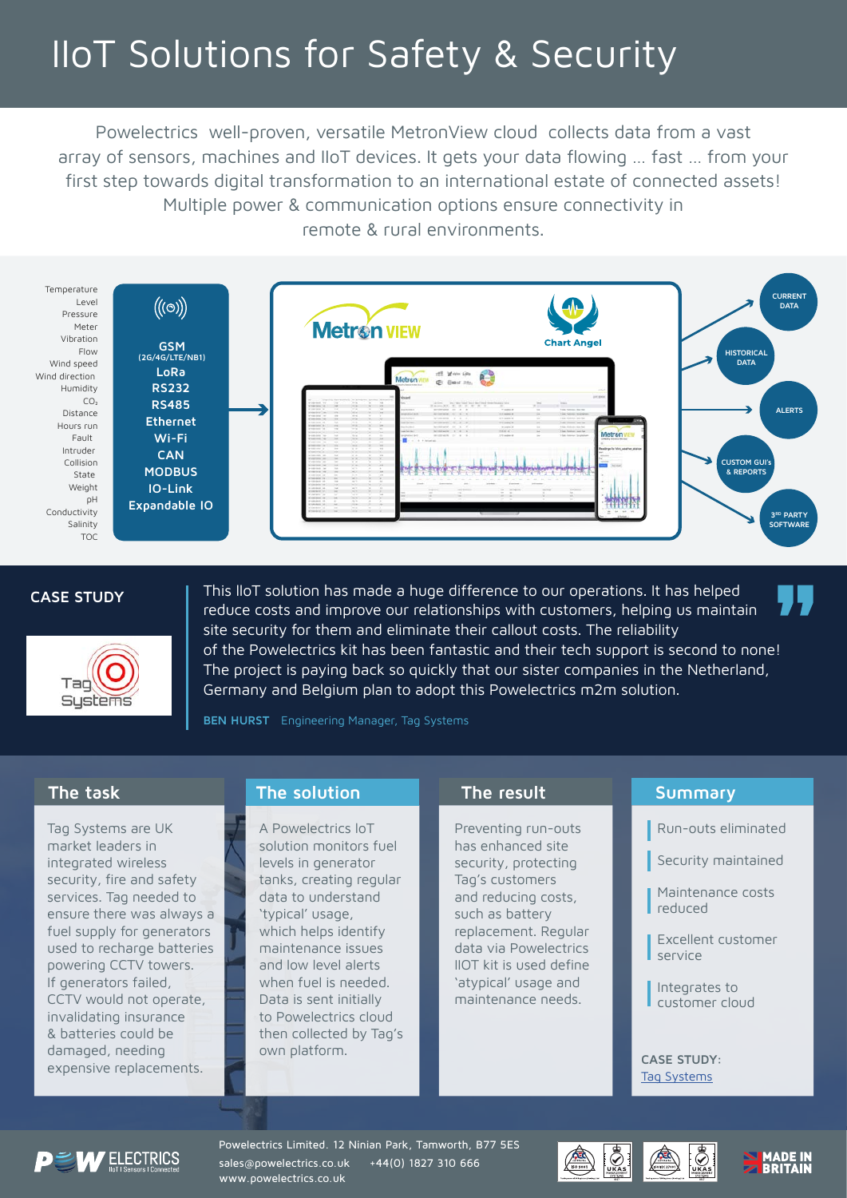# IIoT Solutions for Safety & Security

Powelectrics well-proven, versatile MetronView cloud collects data from a vast array of sensors, machines and IIoT devices. It gets your data flowing … fast … from your first step towards digital transformation to an international estate of connected assets! Multiple power & communication options ensure connectivity in remote & rural environments.

Temperature
Level
Pressure
Meter
Vibration
Flow
Wind speed
Wind direction
Humidity
$CO_2$
Distance
Hours run
Fault
Intruder
Collision
State
Weight
pH
Conductivity
Salinity
TOC

**GSM** (2G/4G/LTE/NB1)
**LoRa**
**RS232**
**RS485**
**Ethernet**
**Wi-Fi**
**CAN**
**MODBUS**
**IO-Link**
**Expandable IO**

MetronVIEW
Chart Angel

CURRENT DATA
HISTORICAL DATA
ALERTS
CUSTOM GUI's & REPORTS
3RD PARTY SOFTWARE

## CASE STUDY

Tag Systems

This IIoT solution has made a huge difference to our operations. It has helped reduce costs and improve our relationships with customers, helping us maintain site security for them and eliminate their callout costs. The reliability of the Powelectrics kit has been fantastic and their tech support is second to none! The project is paying back so quickly that our sister companies in the Netherland, Germany and Belgium plan to adopt this Powelectrics m2m solution.

**BEN HURST** Engineering Manager, Tag Systems

## The task

Tag Systems are UK market leaders in integrated wireless security, fire and safety services. Tag needed to ensure there was always a fuel supply for generators used to recharge batteries powering CCTV towers. If generators failed, CCTV would not operate, invalidating insurance & batteries could be damaged, needing expensive replacements.

## The solution

A Powelectrics IoT solution monitors fuel levels in generator tanks, creating regular data to understand 'typical' usage, which helps identify maintenance issues and low level alerts when fuel is needed. Data is sent initially to Powelectrics cloud then collected by Tag's own platform.

## The result

Preventing run-outs has enhanced site security, protecting Tag's customers and reducing costs, such as battery replacement. Regular data via Powelectrics IIOT kit is used define 'atypical' usage and maintenance needs.

## Summary

- Run-outs eliminated
- Security maintained
- Maintenance costs reduced
- Excellent customer service
- Integrates to customer cloud

**CASE STUDY:**
Tag Systems

POWELECTRICS IIoT | Sensors | Connected

Powelectrics Limited. 12 Ninian Park, Tamworth, B77 5ES
sales@powelectrics.co.uk +44(0) 1827 310 666
www.powelectrics.co.uk

MADE IN BRITAIN